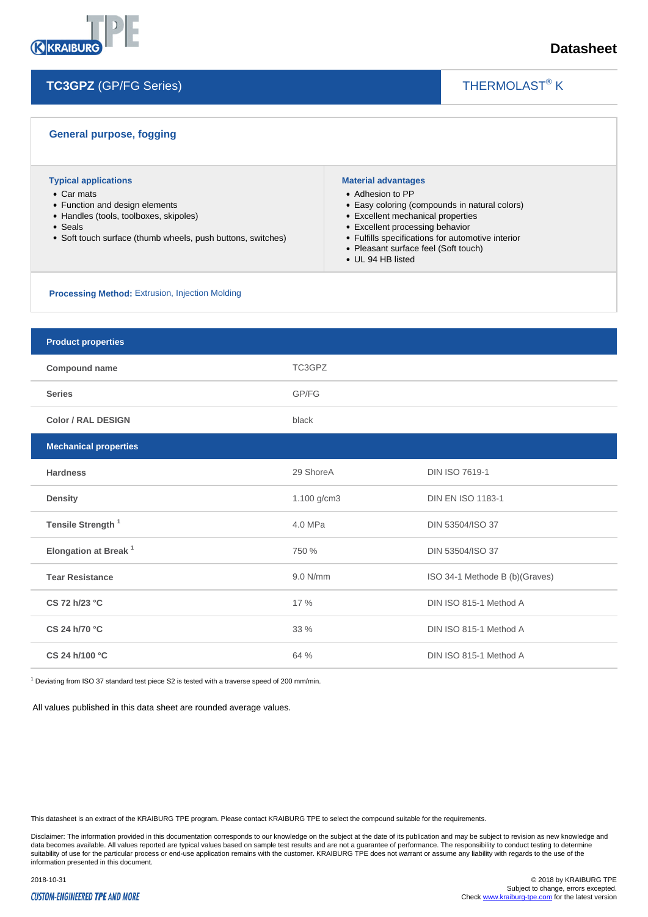# Datasheet

## TC3GPZ (GP/FG Series)

THERMOLAST® K

### General purpose, fogging

**Typical applications**

- Car mats
- Function and design elements
- Handles (tools, toolboxes, skipoles)
- Seals
- Soft touch surface (thumb wheels, push buttons, switches)

**Material advantages**

- Adhesion to PP
- Easy coloring (compounds in natural colors)
- Excellent mechanical properties
- Excellent processing behavior
- Fulfills specifications for automotive interior
- Pleasant surface feel (Soft touch)
- UL 94 HB listed

**Processing Method:** Extrusion, Injection Molding

| Product properties | | |
|---|---|---|
| **Compound name** | TC3GPZ | |
| **Series** | GP/FG | |
| **Color / RAL DESIGN** | black | |
| **Mechanical properties** | | |
| **Hardness** | 29 ShoreA | DIN ISO 7619-1 |
| **Density** | 1.100 g/cm3 | DIN EN ISO 1183-1 |
| **Tensile Strength** [1] | 4.0 MPa | DIN 53504/ISO 37 |
| **Elongation at Break** [1] | 750 % | DIN 53504/ISO 37 |
| **Tear Resistance** | 9.0 N/mm | ISO 34-1 Methode B (b)(Graves) |
| **CS 72 h/23 °C** | 17 % | DIN ISO 815-1 Method A |
| **CS 24 h/70 °C** | 33 % | DIN ISO 815-1 Method A |
| **CS 24 h/100 °C** | 64 % | DIN ISO 815-1 Method A |

[1] Deviating from ISO 37 standard test piece S2 is tested with a traverse speed of 200 mm/min.

All values published in this data sheet are rounded average values.

This datasheet is an extract of the KRAIBURG TPE program. Please contact KRAIBURG TPE to select the compound suitable for the requirements.

Disclaimer: The information provided in this documentation corresponds to our knowledge on the subject at the date of its publication and may be subject to revision as new knowledge and data becomes available. All values reported are typical values based on sample test results and are not a guarantee of performance. The responsibility to conduct testing to determine suitability of use for the particular process or end-use application remains with the customer. KRAIBURG TPE does not warrant or assume any liability with regards to the use of the information presented in this document.

2018-10-31

© 2018 by KRAIBURG TPE
Subject to change, errors excepted.
Check www.kraiburg-tpe.com for the latest version

CUSTOM-ENGINEERED TPE AND MORE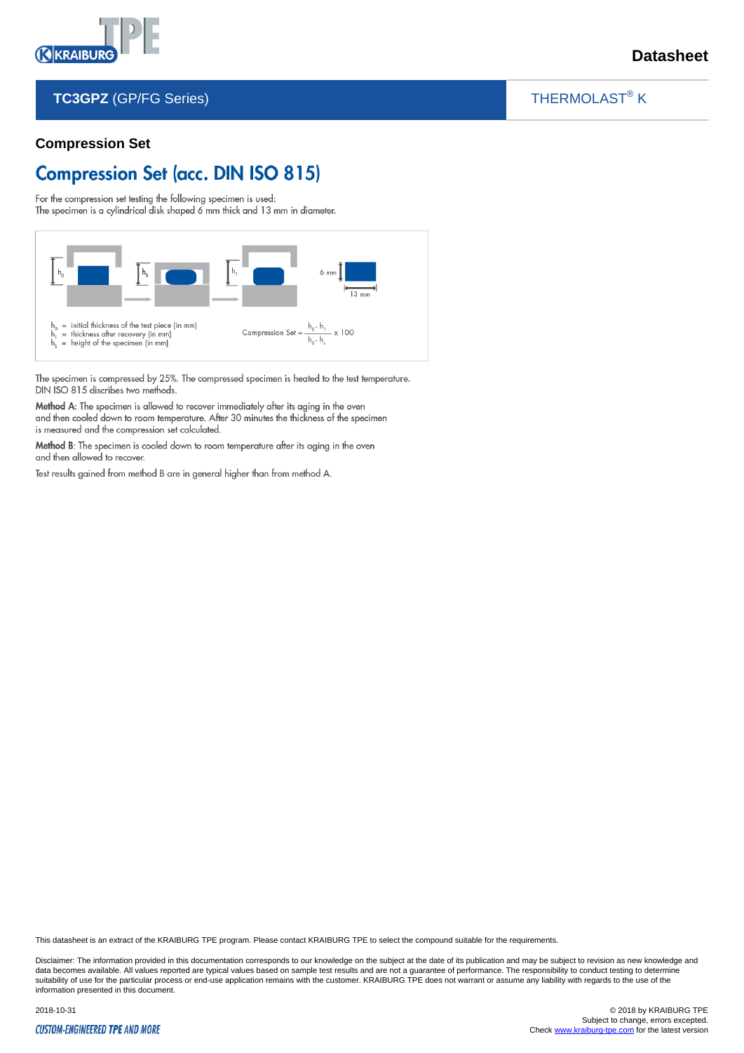**TC3GPZ** (GP/FG Series) THERMOLAST® K

### Compression Set

## Compression Set (acc. DIN ISO 815)

For the compression set testing the following specimen is used:
The specimen is a cylindrical disk shaped 6 mm thick and 13 mm in diameter.

$h_0$ = initial thickness of the test piece (in mm)
$h_1$ = thickness after recovery (in mm)
$h_s$ = height of the specimen (in mm)

$$\text{Compression Set} = \frac{h_0 - h_1}{h_0 - h_s} \times 100$$

The specimen is compressed by 25%. The compressed specimen is heated to the test temperature.
DIN ISO 815 discribes two methods.

**Method A**: The specimen is allowed to recover immediately after its aging in the oven and then cooled down to room temperature. After 30 minutes the thickness of the specimen is measured and the compression set calculated.

**Method B**: The specimen is cooled down to room temperature after its aging in the oven and then allowed to recover.

Test results gained from method B are in general higher than from method A.

This datasheet is an extract of the KRAIBURG TPE program. Please contact KRAIBURG TPE to select the compound suitable for the requirements.

Disclaimer: The information provided in this documentation corresponds to our knowledge on the subject at the date of its publication and may be subject to revision as new knowledge and data becomes available. All values reported are typical values based on sample test results and are not a guarantee of performance. The responsibility to conduct testing to determine suitability of use for the particular process or end-use application remains with the customer. KRAIBURG TPE does not warrant or assume any liability with regards to the use of the information presented in this document.

2018-10-31

© 2018 by KRAIBURG TPE
Subject to change, errors excepted.
Check www.kraiburg-tpe.com for the latest version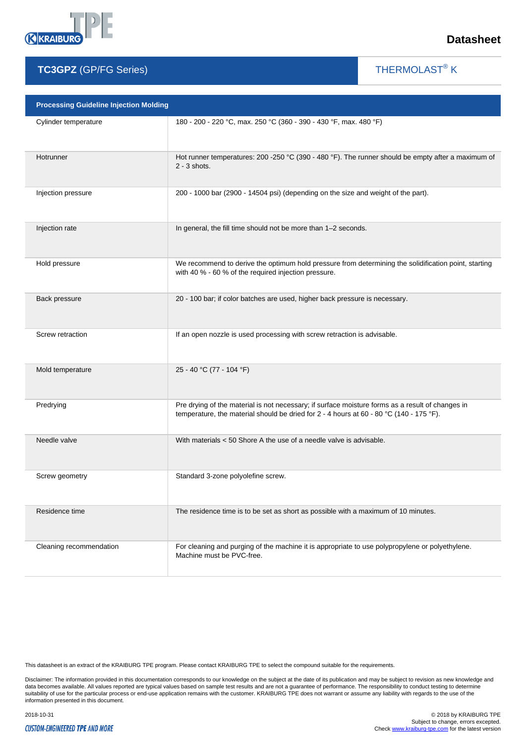# TC3GPZ (GP/FG Series)

THERMOLAST® K

| Processing Guideline Injection Molding | |
|---|---|
| Cylinder temperature | 180 - 200 - 220 °C, max. 250 °C (360 - 390 - 430 °F, max. 480 °F) |
| Hotrunner | Hot runner temperatures: 200 -250 °C (390 - 480 °F). The runner should be empty after a maximum of 2 - 3 shots. |
| Injection pressure | 200 - 1000 bar (2900 - 14504 psi) (depending on the size and weight of the part). |
| Injection rate | In general, the fill time should not be more than 1–2 seconds. |
| Hold pressure | We recommend to derive the optimum hold pressure from determining the solidification point, starting with 40 % - 60 % of the required injection pressure. |
| Back pressure | 20 - 100 bar; if color batches are used, higher back pressure is necessary. |
| Screw retraction | If an open nozzle is used processing with screw retraction is advisable. |
| Mold temperature | 25 - 40 °C (77 - 104 °F) |
| Predrying | Pre drying of the material is not necessary; if surface moisture forms as a result of changes in temperature, the material should be dried for 2 - 4 hours at 60 - 80 °C (140 - 175 °F). |
| Needle valve | With materials < 50 Shore A the use of a needle valve is advisable. |
| Screw geometry | Standard 3-zone polyolefine screw. |
| Residence time | The residence time is to be set as short as possible with a maximum of 10 minutes. |
| Cleaning recommendation | For cleaning and purging of the machine it is appropriate to use polypropylene or polyethylene. Machine must be PVC-free. |

This datasheet is an extract of the KRAIBURG TPE program. Please contact KRAIBURG TPE to select the compound suitable for the requirements.

Disclaimer: The information provided in this documentation corresponds to our knowledge on the subject at the date of its publication and may be subject to revision as new knowledge and data becomes available. All values reported are typical values based on sample test results and are not a guarantee of performance. The responsibility to conduct testing to determine suitability of use for the particular process or end-use application remains with the customer. KRAIBURG TPE does not warrant or assume any liability with regards to the use of the information presented in this document.

2018-10-31

© 2018 by KRAIBURG TPE
Subject to change, errors excepted.
Check www.kraiburg-tpe.com for the latest version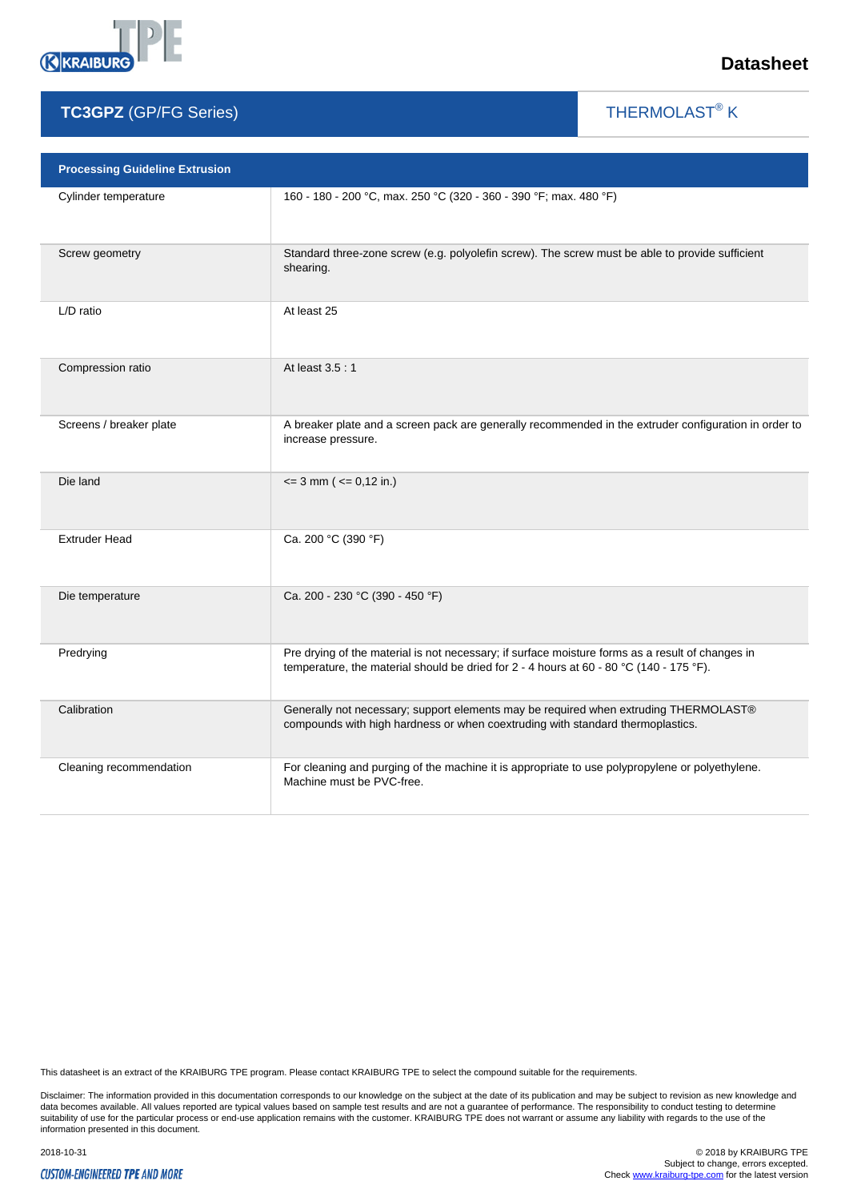# Datasheet

## TC3GPZ (GP/FG Series)

THERMOLAST® K

| Processing Guideline Extrusion | |
|---|---|
| Cylinder temperature | 160 - 180 - 200 °C, max. 250 °C (320 - 360 - 390 °F; max. 480 °F) |
| Screw geometry | Standard three-zone screw (e.g. polyolefin screw). The screw must be able to provide sufficient shearing. |
| L/D ratio | At least 25 |
| Compression ratio | At least 3.5 : 1 |
| Screens / breaker plate | A breaker plate and a screen pack are generally recommended in the extruder configuration in order to increase pressure. |
| Die land | <= 3 mm ( <= 0,12 in.) |
| Extruder Head | Ca. 200 °C (390 °F) |
| Die temperature | Ca. 200 - 230 °C (390 - 450 °F) |
| Predrying | Pre drying of the material is not necessary; if surface moisture forms as a result of changes in temperature, the material should be dried for 2 - 4 hours at 60 - 80 °C (140 - 175 °F). |
| Calibration | Generally not necessary; support elements may be required when extruding THERMOLAST® compounds with high hardness or when coextruding with standard thermoplastics. |
| Cleaning recommendation | For cleaning and purging of the machine it is appropriate to use polypropylene or polyethylene. Machine must be PVC-free. |

This datasheet is an extract of the KRAIBURG TPE program. Please contact KRAIBURG TPE to select the compound suitable for the requirements.

Disclaimer: The information provided in this documentation corresponds to our knowledge on the subject at the date of its publication and may be subject to revision as new knowledge and data becomes available. All values reported are typical values based on sample test results and are not a guarantee of performance. The responsibility to conduct testing to determine suitability of use for the particular process or end-use application remains with the customer. KRAIBURG TPE does not warrant or assume any liability with regards to the use of the information presented in this document.

2018-10-31

© 2018 by KRAIBURG TPE
Subject to change, errors excepted.
Check www.kraiburg-tpe.com for the latest version